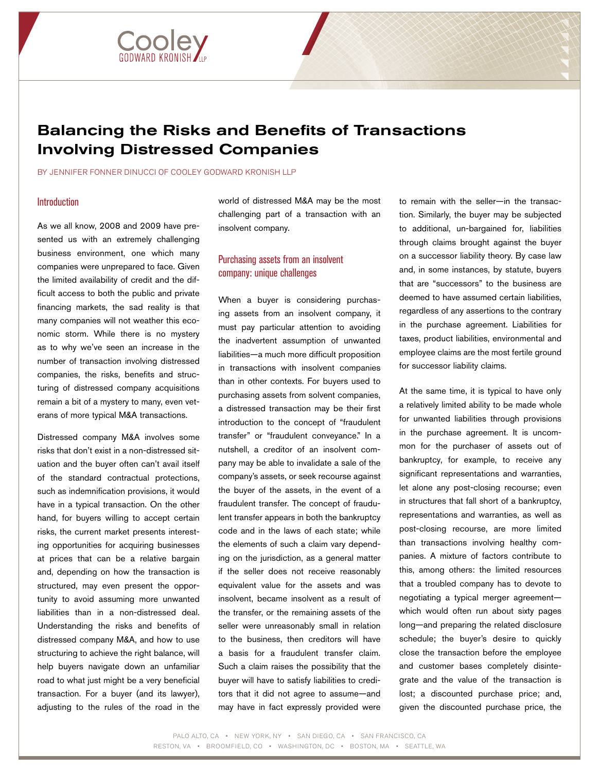# Balancing the Risks and Benefits of Transactions Involving Distressed Companies

BY JENNIFER FONNER DINUCCI OF COOLEY GODWARD KRONISH LLP

## Introduction

As we all know, 2008 and 2009 have presented us with an extremely challenging business environment, one which many companies were unprepared to face. Given the limited availability of credit and the difficult access to both the public and private financing markets, the sad reality is that many companies will not weather this economic storm. While there is no mystery as to why we've seen an increase in the number of transaction involving distressed companies, the risks, benefits and structuring of distressed company acquisitions remain a bit of a mystery to many, even veterans of more typical M&A transactions.

Distressed company M&A involves some risks that don't exist in a non-distressed situation and the buyer often can't avail itself of the standard contractual protections, such as indemnification provisions, it would have in a typical transaction. On the other hand, for buyers willing to accept certain risks, the current market presents interesting opportunities for acquiring businesses at prices that can be a relative bargain and, depending on how the transaction is structured, may even present the opportunity to avoid assuming more unwanted liabilities than in a non-distressed deal. Understanding the risks and benefits of distressed company M&A, and how to use structuring to achieve the right balance, will help buyers navigate down an unfamiliar road to what just might be a very beneficial transaction. For a buyer (and its lawyer), adjusting to the rules of the road in the world of distressed M&A may be the most challenging part of a transaction with an insolvent company.

## Purchasing assets from an insolvent company: unique challenges

When a buyer is considering purchasing assets from an insolvent company, it must pay particular attention to avoiding the inadvertent assumption of unwanted liabilities—a much more difficult proposition in transactions with insolvent companies than in other contexts. For buyers used to purchasing assets from solvent companies, a distressed transaction may be their first introduction to the concept of "fraudulent transfer" or "fraudulent conveyance." In a nutshell, a creditor of an insolvent company may be able to invalidate a sale of the company's assets, or seek recourse against the buyer of the assets, in the event of a fraudulent transfer. The concept of fraudulent transfer appears in both the bankruptcy code and in the laws of each state; while the elements of such a claim vary depending on the jurisdiction, as a general matter if the seller does not receive reasonably equivalent value for the assets and was insolvent, became insolvent as a result of the transfer, or the remaining assets of the seller were unreasonably small in relation to the business, then creditors will have a basis for a fraudulent transfer claim. Such a claim raises the possibility that the buyer will have to satisfy liabilities to creditors that it did not agree to assume—and may have in fact expressly provided were to remain with the seller—in the transaction. Similarly, the buyer may be subjected to additional, un-bargained for, liabilities through claims brought against the buyer on a successor liability theory. By case law and, in some instances, by statute, buyers that are "successors" to the business are deemed to have assumed certain liabilities, regardless of any assertions to the contrary in the purchase agreement. Liabilities for taxes, product liabilities, environmental and employee claims are the most fertile ground for successor liability claims.

At the same time, it is typical to have only a relatively limited ability to be made whole for unwanted liabilities through provisions in the purchase agreement. It is uncommon for the purchaser of assets out of bankruptcy, for example, to receive any significant representations and warranties, let alone any post-closing recourse; even in structures that fall short of a bankruptcy, representations and warranties, as well as post-closing recourse, are more limited than transactions involving healthy companies. A mixture of factors contribute to this, among others: the limited resources that a troubled company has to devote to negotiating a typical merger agreement—which would often run about sixty pages long—and preparing the related disclosure schedule; the buyer's desire to quickly close the transaction before the employee and customer bases completely disintegrate and the value of the transaction is lost; a discounted purchase price; and, given the discounted purchase price, the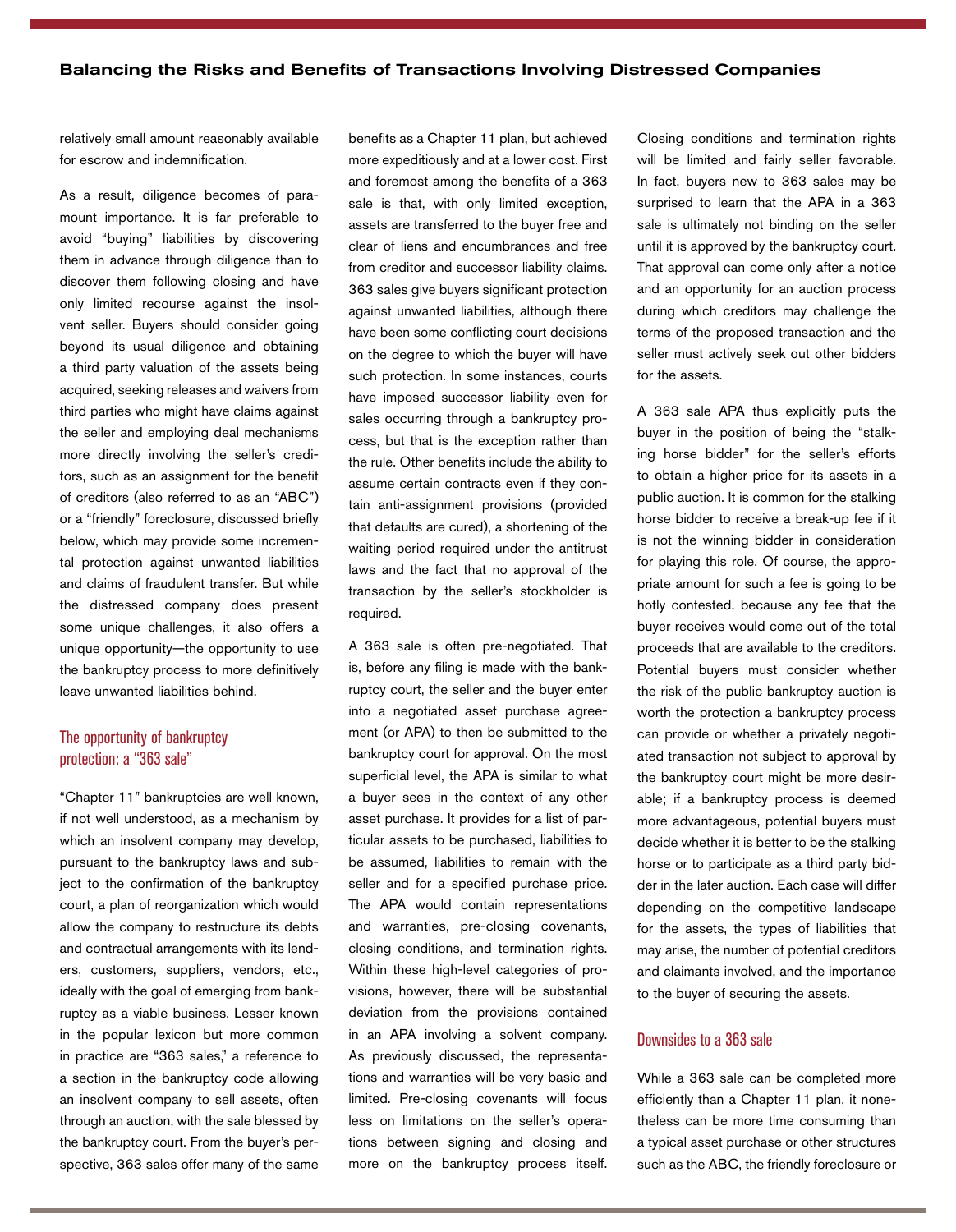relatively small amount reasonably available for escrow and indemnification.

As a result, diligence becomes of paramount importance. It is far preferable to avoid "buying" liabilities by discovering them in advance through diligence than to discover them following closing and have only limited recourse against the insolvent seller. Buyers should consider going beyond its usual diligence and obtaining a third party valuation of the assets being acquired, seeking releases and waivers from third parties who might have claims against the seller and employing deal mechanisms more directly involving the seller's creditors, such as an assignment for the benefit of creditors (also referred to as an "ABC") or a "friendly" foreclosure, discussed briefly below, which may provide some incremental protection against unwanted liabilities and claims of fraudulent transfer. But while the distressed company does present some unique challenges, it also offers a unique opportunity—the opportunity to use the bankruptcy process to more definitively leave unwanted liabilities behind.

## The opportunity of bankruptcy protection: a "363 sale"

"Chapter 11" bankruptcies are well known, if not well understood, as a mechanism by which an insolvent company may develop, pursuant to the bankruptcy laws and subject to the confirmation of the bankruptcy court, a plan of reorganization which would allow the company to restructure its debts and contractual arrangements with its lenders, customers, suppliers, vendors, etc., ideally with the goal of emerging from bankruptcy as a viable business. Lesser known in the popular lexicon but more common in practice are "363 sales," a reference to a section in the bankruptcy code allowing an insolvent company to sell assets, often through an auction, with the sale blessed by the bankruptcy court. From the buyer's perspective, 363 sales offer many of the same benefits as a Chapter 11 plan, but achieved more expeditiously and at a lower cost. First and foremost among the benefits of a 363 sale is that, with only limited exception, assets are transferred to the buyer free and clear of liens and encumbrances and free from creditor and successor liability claims. 363 sales give buyers significant protection against unwanted liabilities, although there have been some conflicting court decisions on the degree to which the buyer will have such protection. In some instances, courts have imposed successor liability even for sales occurring through a bankruptcy process, but that is the exception rather than the rule. Other benefits include the ability to assume certain contracts even if they contain anti-assignment provisions (provided that defaults are cured), a shortening of the waiting period required under the antitrust laws and the fact that no approval of the transaction by the seller's stockholder is required.

A 363 sale is often pre-negotiated. That is, before any filing is made with the bankruptcy court, the seller and the buyer enter into a negotiated asset purchase agreement (or APA) to then be submitted to the bankruptcy court for approval. On the most superficial level, the APA is similar to what a buyer sees in the context of any other asset purchase. It provides for a list of particular assets to be purchased, liabilities to be assumed, liabilities to remain with the seller and for a specified purchase price. The APA would contain representations and warranties, pre-closing covenants, closing conditions, and termination rights. Within these high-level categories of provisions, however, there will be substantial deviation from the provisions contained in an APA involving a solvent company. As previously discussed, the representations and warranties will be very basic and limited. Pre-closing covenants will focus less on limitations on the seller's operations between signing and closing and more on the bankruptcy process itself. Closing conditions and termination rights will be limited and fairly seller favorable. In fact, buyers new to 363 sales may be surprised to learn that the APA in a 363 sale is ultimately not binding on the seller until it is approved by the bankruptcy court. That approval can come only after a notice and an opportunity for an auction process during which creditors may challenge the terms of the proposed transaction and the seller must actively seek out other bidders for the assets.

A 363 sale APA thus explicitly puts the buyer in the position of being the "stalking horse bidder" for the seller's efforts to obtain a higher price for its assets in a public auction. It is common for the stalking horse bidder to receive a break-up fee if it is not the winning bidder in consideration for playing this role. Of course, the appropriate amount for such a fee is going to be hotly contested, because any fee that the buyer receives would come out of the total proceeds that are available to the creditors. Potential buyers must consider whether the risk of the public bankruptcy auction is worth the protection a bankruptcy process can provide or whether a privately negotiated transaction not subject to approval by the bankruptcy court might be more desirable; if a bankruptcy process is deemed more advantageous, potential buyers must decide whether it is better to be the stalking horse or to participate as a third party bidder in the later auction. Each case will differ depending on the competitive landscape for the assets, the types of liabilities that may arise, the number of potential creditors and claimants involved, and the importance to the buyer of securing the assets.

## Downsides to a 363 sale

While a 363 sale can be completed more efficiently than a Chapter 11 plan, it nonetheless can be more time consuming than a typical asset purchase or other structures such as the ABC, the friendly foreclosure or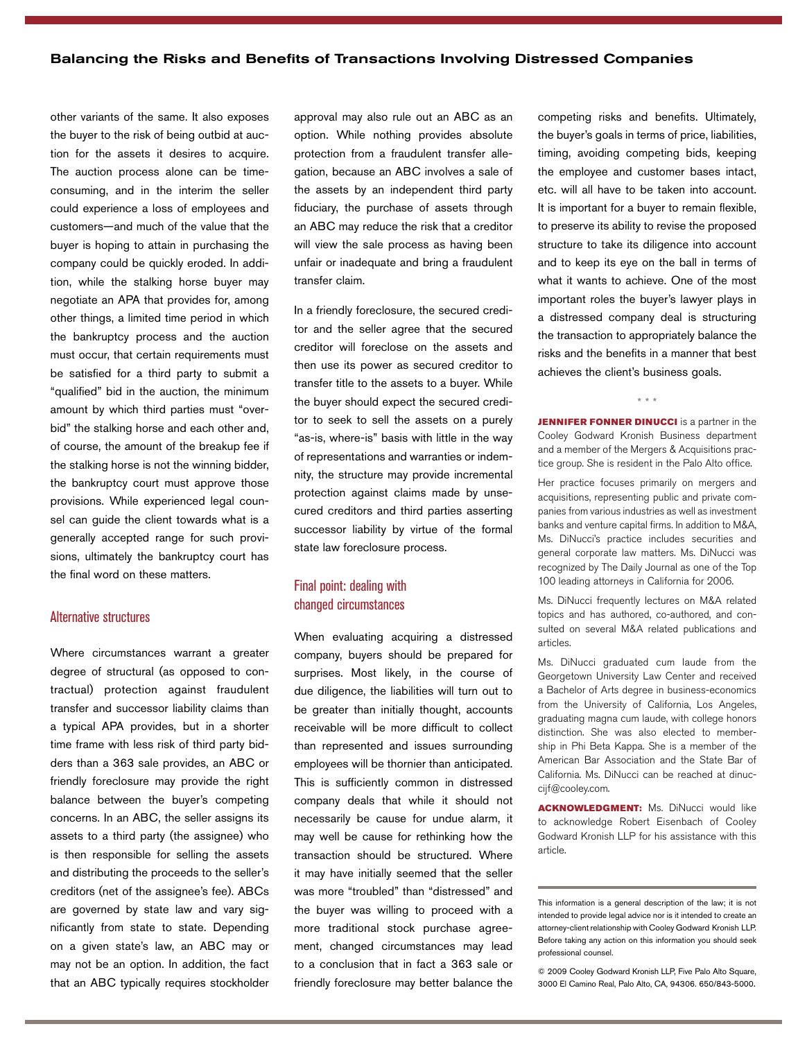other variants of the same. It also exposes the buyer to the risk of being outbid at auction for the assets it desires to acquire. The auction process alone can be time-consuming, and in the interim the seller could experience a loss of employees and customers—and much of the value that the buyer is hoping to attain in purchasing the company could be quickly eroded. In addition, while the stalking horse buyer may negotiate an APA that provides for, among other things, a limited time period in which the bankruptcy process and the auction must occur, that certain requirements must be satisfied for a third party to submit a "qualified" bid in the auction, the minimum amount by which third parties must "overbid" the stalking horse and each other and, of course, the amount of the breakup fee if the stalking horse is not the winning bidder, the bankruptcy court must approve those provisions. While experienced legal counsel can guide the client towards what is a generally accepted range for such provisions, ultimately the bankruptcy court has the final word on these matters.

## Alternative structures

Where circumstances warrant a greater degree of structural (as opposed to contractual) protection against fraudulent transfer and successor liability claims than a typical APA provides, but in a shorter time frame with less risk of third party bidders than a 363 sale provides, an ABC or friendly foreclosure may provide the right balance between the buyer's competing concerns. In an ABC, the seller assigns its assets to a third party (the assignee) who is then responsible for selling the assets and distributing the proceeds to the seller's creditors (net of the assignee's fee). ABCs are governed by state law and vary significantly from state to state. Depending on a given state's law, an ABC may or may not be an option. In addition, the fact that an ABC typically requires stockholder approval may also rule out an ABC as an option. While nothing provides absolute protection from a fraudulent transfer allegation, because an ABC involves a sale of the assets by an independent third party fiduciary, the purchase of assets through an ABC may reduce the risk that a creditor will view the sale process as having been unfair or inadequate and bring a fraudulent transfer claim.

In a friendly foreclosure, the secured creditor and the seller agree that the secured creditor will foreclose on the assets and then use its power as secured creditor to transfer title to the assets to a buyer. While the buyer should expect the secured creditor to seek to sell the assets on a purely "as-is, where-is" basis with little in the way of representations and warranties or indemnity, the structure may provide incremental protection against claims made by unsecured creditors and third parties asserting successor liability by virtue of the formal state law foreclosure process.

## Final point: dealing with changed circumstances

When evaluating acquiring a distressed company, buyers should be prepared for surprises. Most likely, in the course of due diligence, the liabilities will turn out to be greater than initially thought, accounts receivable will be more difficult to collect than represented and issues surrounding employees will be thornier than anticipated. This is sufficiently common in distressed company deals that while it should not necessarily be cause for undue alarm, it may well be cause for rethinking how the transaction should be structured. Where it may have initially seemed that the seller was more "troubled" than "distressed" and the buyer was willing to proceed with a more traditional stock purchase agreement, changed circumstances may lead to a conclusion that in fact a 363 sale or friendly foreclosure may better balance the competing risks and benefits. Ultimately, the buyer's goals in terms of price, liabilities, timing, avoiding competing bids, keeping the employee and customer bases intact, etc. will all have to be taken into account. It is important for a buyer to remain flexible, to preserve its ability to revise the proposed structure to take its diligence into account and to keep its eye on the ball in terms of what it wants to achieve. One of the most important roles the buyer's lawyer plays in a distressed company deal is structuring the transaction to appropriately balance the risks and the benefits in a manner that best achieves the client's business goals.

\* \* \*

**JENNIFER FONNER DINUCCI** is a partner in the Cooley Godward Kronish Business department and a member of the Mergers & Acquisitions practice group. She is resident in the Palo Alto office.

Her practice focuses primarily on mergers and acquisitions, representing public and private companies from various industries as well as investment banks and venture capital firms. In addition to M&A, Ms. DiNucci's practice includes securities and general corporate law matters. Ms. DiNucci was recognized by The Daily Journal as one of the Top 100 leading attorneys in California for 2006.

Ms. DiNucci frequently lectures on M&A related topics and has authored, co-authored, and consulted on several M&A related publications and articles.

Ms. DiNucci graduated cum laude from the Georgetown University Law Center and received a Bachelor of Arts degree in business-economics from the University of California, Los Angeles, graduating magna cum laude, with college honors distinction. She was also elected to membership in Phi Beta Kappa. She is a member of the American Bar Association and the State Bar of California. Ms. DiNucci can be reached at dinuccijf@cooley.com.

**ACKNOWLEDGMENT:** Ms. DiNucci would like to acknowledge Robert Eisenbach of Cooley Godward Kronish LLP for his assistance with this article.

This information is a general description of the law; it is not intended to provide legal advice nor is it intended to create an attorney-client relationship with Cooley Godward Kronish LLP. Before taking any action on this information you should seek professional counsel.

© 2009 Cooley Godward Kronish LLP, Five Palo Alto Square, 3000 El Camino Real, Palo Alto, CA, 94306. 650/843-5000.